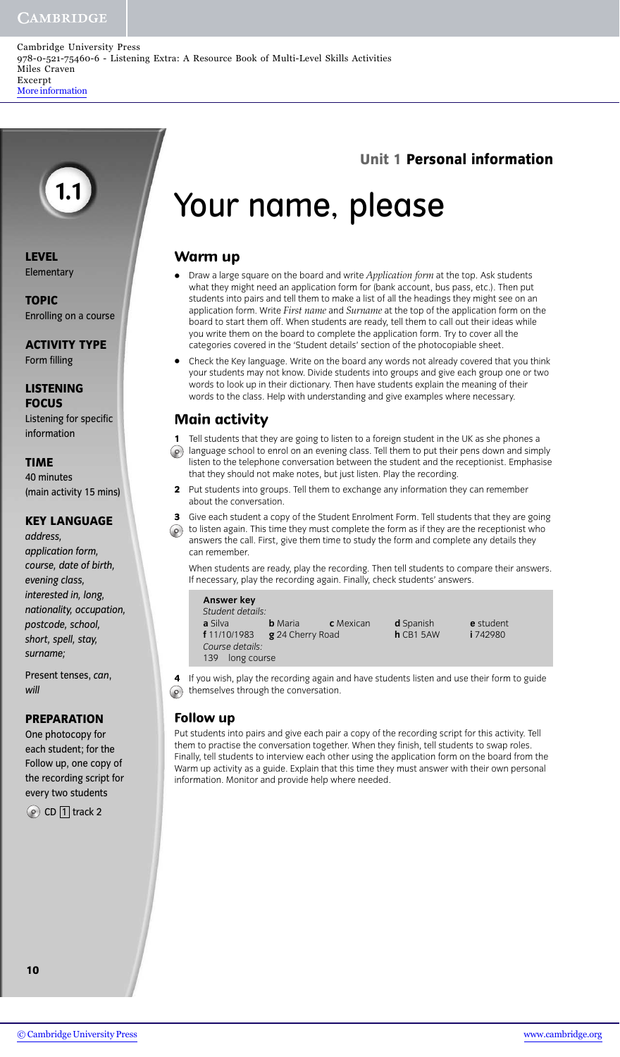Cambridge University Press
978-0-521-75460-6 - Listening Extra: A Resource Book of Multi-Level Skills Activities
Miles Craven
Excerpt
More information

**1.1**

**LEVEL**
Elementary

**TOPIC**
Enrolling on a course

**ACTIVITY TYPE**
Form filling

**LISTENING FOCUS**
Listening for specific information

**TIME**
40 minutes
(main activity 15 mins)

**KEY LANGUAGE**
*address, application form, course, date of birth, evening class, interested in, long, nationality, occupation, postcode, school, short, spell, stay, surname;*

Present tenses, *can*, *will*

**PREPARATION**
One photocopy for each student; for the Follow up, one copy of the recording script for every two students

CD 1 track 2

**Unit 1 Personal information**

# Your name, please

## Warm up

- Draw a large square on the board and write *Application form* at the top. Ask students what they might need an application form for (bank account, bus pass, etc.). Then put students into pairs and tell them to make a list of all the headings they might see on an application form. Write *First name* and *Surname* at the top of the application form on the board to start them off. When students are ready, tell them to call out their ideas while you write them on the board to complete the application form. Try to cover all the categories covered in the 'Student details' section of the photocopiable sheet.
- Check the Key language. Write on the board any words not already covered that you think your students may not know. Divide students into groups and give each group one or two words to look up in their dictionary. Then have students explain the meaning of their words to the class. Help with understanding and give examples where necessary.

## Main activity

**1** Tell students that they are going to listen to a foreign student in the UK as she phones a language school to enrol on an evening class. Tell them to put their pens down and simply listen to the telephone conversation between the student and the receptionist. Emphasise that they should not make notes, but just listen. Play the recording.

**2** Put students into groups. Tell them to exchange any information they can remember about the conversation.

**3** Give each student a copy of the Student Enrolment Form. Tell students that they are going to listen again. This time they must complete the form as if they are the receptionist who answers the call. First, give them time to study the form and complete any details they can remember.

When students are ready, play the recording. Then tell students to compare their answers. If necessary, play the recording again. Finally, check students' answers.

**Answer key**
*Student details:*

| | | | | |
|---|---|---|---|---|
| **a** Silva | **b** Maria | **c** Mexican | **d** Spanish | **e** student |
| **f** 11/10/1983 | **g** 24 Cherry Road | | **h** CB1 5AW | **i** 742980 |

*Course details:*
139 long course

**4** If you wish, play the recording again and have students listen and use their form to guide themselves through the conversation.

## Follow up

Put students into pairs and give each pair a copy of the recording script for this activity. Tell them to practise the conversation together. When they finish, tell students to swap roles. Finally, tell students to interview each other using the application form on the board from the Warm up activity as a guide. Explain that this time they must answer with their own personal information. Monitor and provide help where needed.

© Cambridge University Press www.cambridge.org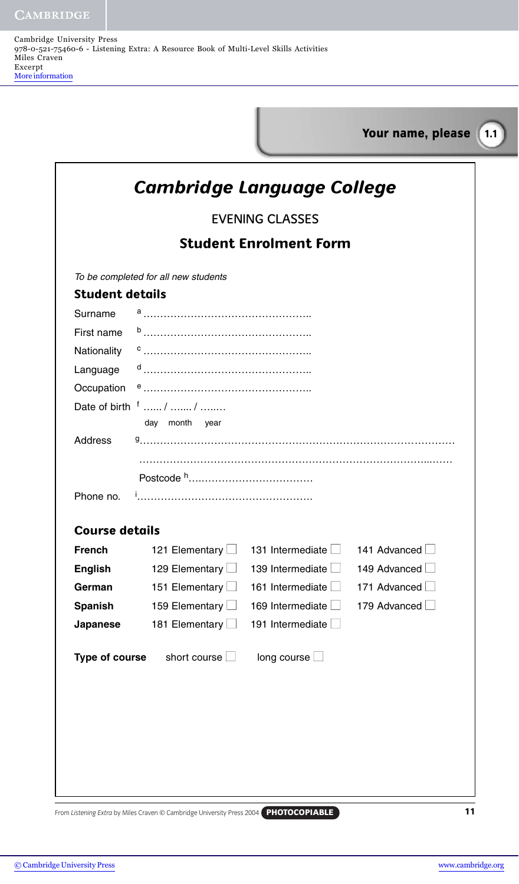Your name, please **1.1**

# *Cambridge Language College*

EVENING CLASSES

## Student Enrolment Form

*To be completed for all new students*

### Student details

Surname [a] …………………………………………..

First name [b] …………………………………………..

Nationality [c] …………………………………………..

Language [d] …………………………………………..

Occupation [e] …………………………………………..

Date of birth [f] …... / …... / …..…
day month year

Address [g] ………………………………………………………………………………
………………………………………………………………………………
Postcode [h] ……………………………….

Phone no. [i] …………………………………………….

### Course details

| | | | |
|---|---|---|---|
| **French** | 121 Elementary ☐ | 131 Intermediate ☐ | 141 Advanced ☐ |
| **English** | 129 Elementary ☐ | 139 Intermediate ☐ | 149 Advanced ☐ |
| **German** | 151 Elementary ☐ | 161 Intermediate ☐ | 171 Advanced ☐ |
| **Spanish** | 159 Elementary ☐ | 169 Intermediate ☐ | 179 Advanced ☐ |
| **Japanese** | 181 Elementary ☐ | 191 Intermediate ☐ | |

**Type of course** short course ☐ long course ☐

From *Listening Extra* by Miles Craven © Cambridge University Press 2004 **PHOTOCOPIABLE**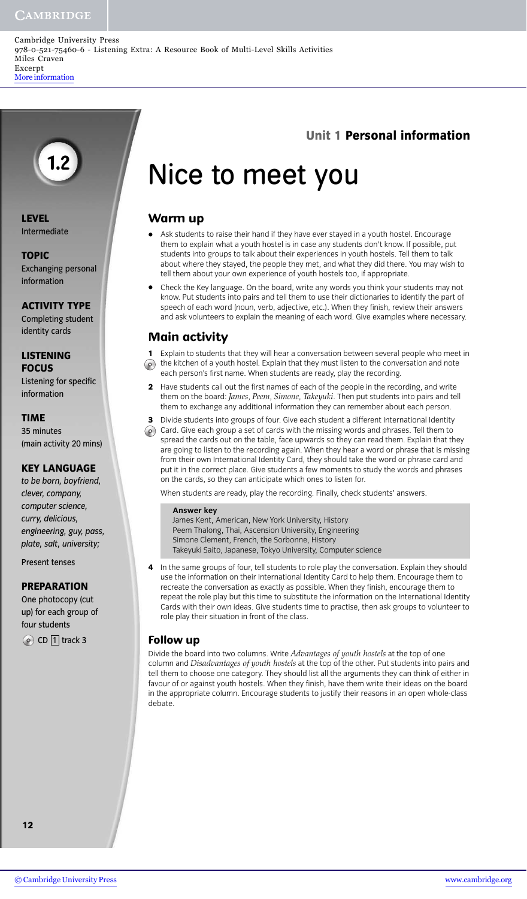# 1.2 Nice to meet you

**Unit 1 Personal information**

**LEVEL**
Intermediate

**TOPIC**
Exchanging personal information

**ACTIVITY TYPE**
Completing student identity cards

**LISTENING FOCUS**
Listening for specific information

**TIME**
35 minutes
(main activity 20 mins)

**KEY LANGUAGE**
*to be born, boyfriend, clever, company, computer science, curry, delicious, engineering, guy, pass, plate, salt, university;*

Present tenses

**PREPARATION**
One photocopy (cut up) for each group of four students

CD 1 track 3

## Warm up

- Ask students to raise their hand if they have ever stayed in a youth hostel. Encourage them to explain what a youth hostel is in case any students don't know. If possible, put students into groups to talk about their experiences in youth hostels. Tell them to talk about where they stayed, the people they met, and what they did there. You may wish to tell them about your own experience of youth hostels too, if appropriate.
- Check the Key language. On the board, write any words you think your students may not know. Put students into pairs and tell them to use their dictionaries to identify the part of speech of each word (noun, verb, adjective, etc.). When they finish, review their answers and ask volunteers to explain the meaning of each word. Give examples where necessary.

## Main activity

1. Explain to students that they will hear a conversation between several people who meet in the kitchen of a youth hostel. Explain that they must listen to the conversation and note each person's first name. When students are ready, play the recording.
2. Have students call out the first names of each of the people in the recording, and write them on the board: *James, Peem, Simone, Takeyuki*. Then put students into pairs and tell them to exchange any additional information they can remember about each person.
3. Divide students into groups of four. Give each student a different International Identity Card. Give each group a set of cards with the missing words and phrases. Tell them to spread the cards out on the table, face upwards so they can read them. Explain that they are going to listen to the recording again. When they hear a word or phrase that is missing from their own International Identity Card, they should take the word or phrase card and put it in the correct place. Give students a few moments to study the words and phrases on the cards, so they can anticipate which ones to listen for.

   When students are ready, play the recording. Finally, check students' answers.

   **Answer key**
   James Kent, American, New York University, History
   Peem Thalong, Thai, Ascension University, Engineering
   Simone Clement, French, the Sorbonne, History
   Takeyuki Saito, Japanese, Tokyo University, Computer science

4. In the same groups of four, tell students to role play the conversation. Explain they should use the information on their International Identity Card to help them. Encourage them to recreate the conversation as exactly as possible. When they finish, encourage them to repeat the role play but this time to substitute the information on the International Identity Cards with their own ideas. Give students time to practise, then ask groups to volunteer to role play their situation in front of the class.

## Follow up

Divide the board into two columns. Write *Advantages of youth hostels* at the top of one column and *Disadvantages of youth hostels* at the top of the other. Put students into pairs and tell them to choose one category. They should list all the arguments they can think of either in favour of or against youth hostels. When they finish, have them write their ideas on the board in the appropriate column. Encourage students to justify their reasons in an open whole-class debate.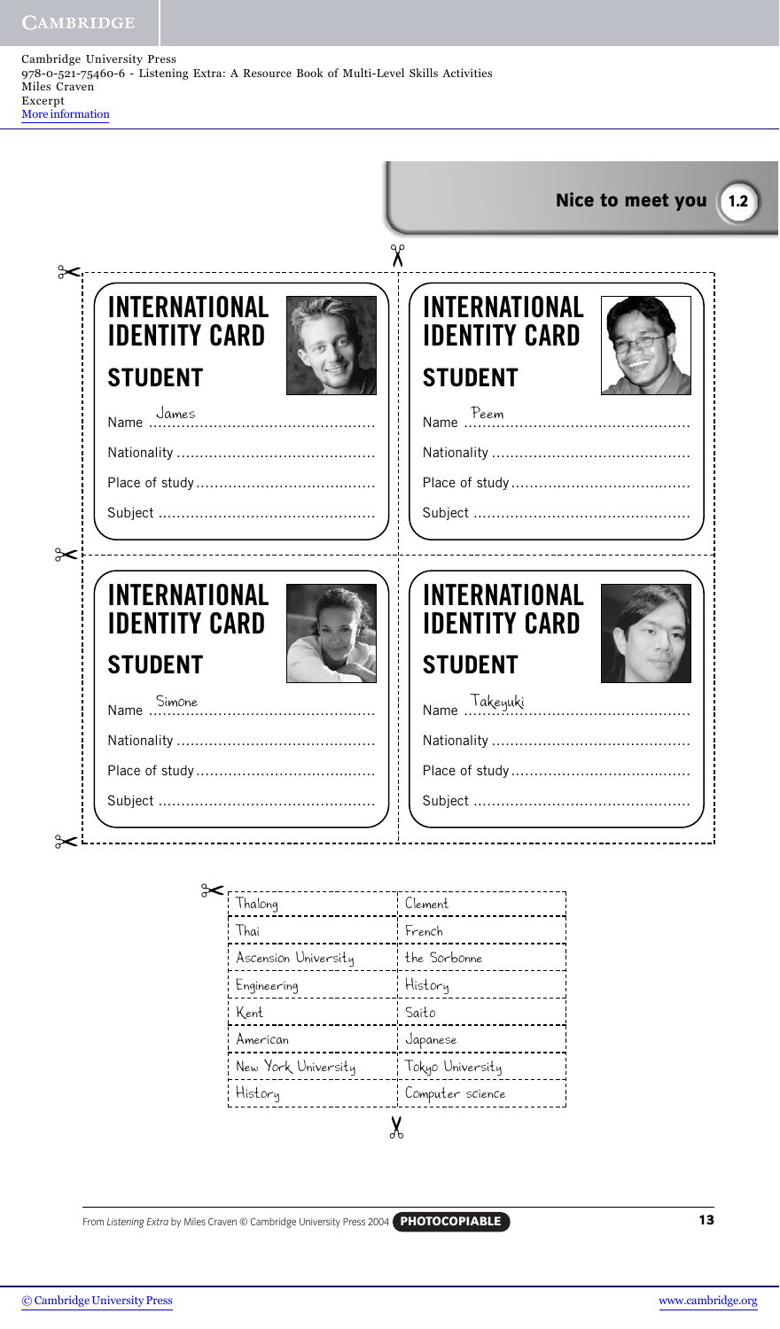Cambridge University Press
978-0-521-75460-6 - Listening Extra: A Resource Book of Multi-Level Skills Activities
Miles Craven
Excerpt
More information

## Nice to meet you 1.2

**INTERNATIONAL IDENTITY CARD**
**STUDENT**

Name James
Nationality ..........
Place of study ..........
Subject ..........

**INTERNATIONAL IDENTITY CARD**
**STUDENT**

Name Peem
Nationality ..........
Place of study ..........
Subject ..........

**INTERNATIONAL IDENTITY CARD**
**STUDENT**

Name Simone
Nationality ..........
Place of study ..........
Subject ..........

**INTERNATIONAL IDENTITY CARD**
**STUDENT**

Name Takeyuki
Nationality ..........
Place of study ..........
Subject ..........

| | |
|---|---|
| Thalong | Clement |
| Thai | French |
| Ascension University | the Sorbonne |
| Engineering | History |
| Kent | Saito |
| American | Japanese |
| New York University | Tokyo University |
| History | Computer science |

From *Listening Extra* by Miles Craven © Cambridge University Press 2004 **PHOTOCOPIABLE**

© Cambridge University Press www.cambridge.org